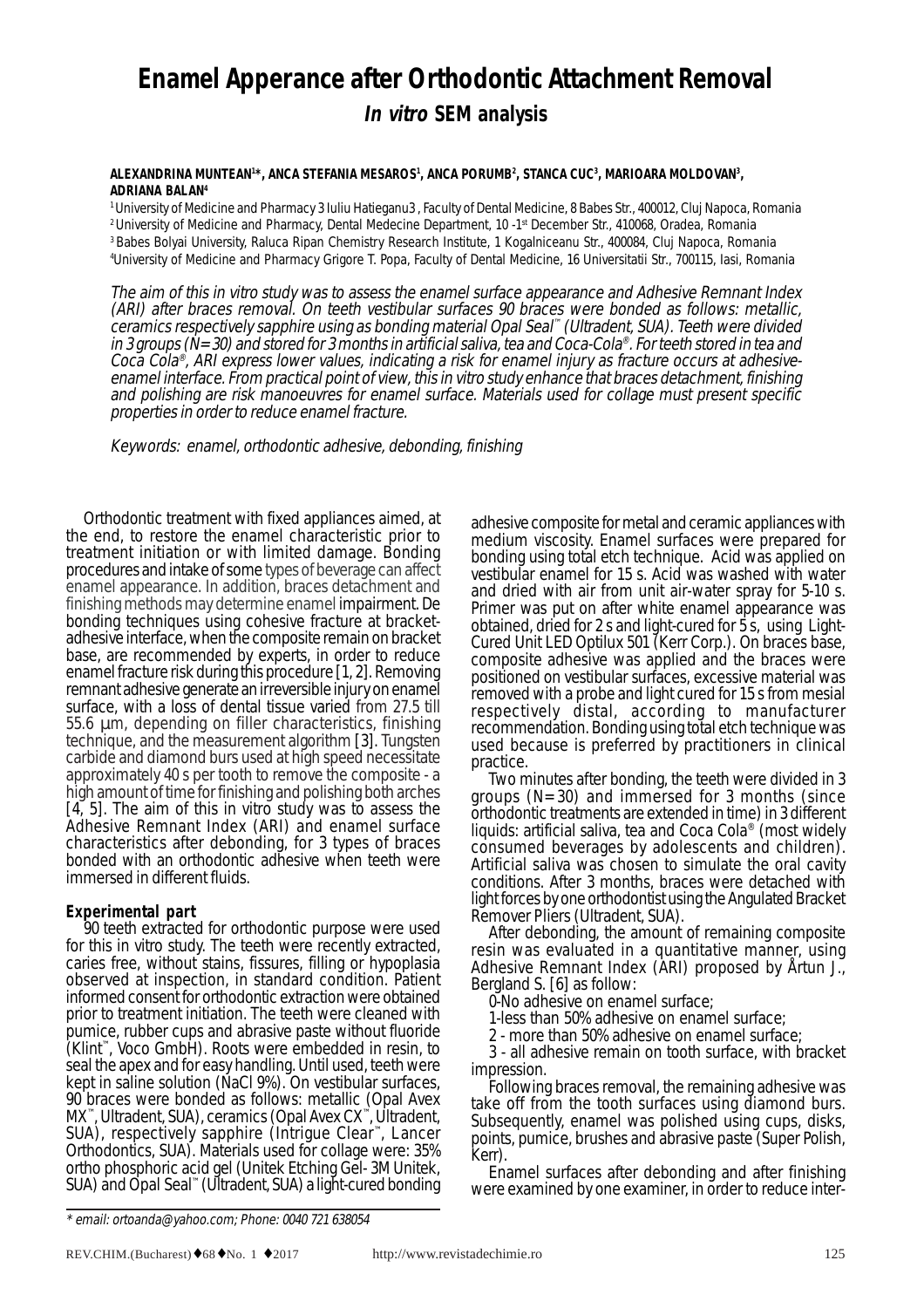# Enamel Apperance after Orthodontic Attachment Removal

## *In vitro* SEM analysis

**ALEXANDRINA MUNTEAN[1]*, ANCA STEFANIA MESAROS[1], ANCA PORUMB[2], STANCA CUC[3], MARIOARA MOLDOVAN[3], ADRIANA BALAN[4]**

[1] University of Medicine and Pharmacy 3 Iuliu Hatieganu3 , Faculty of Dental Medicine, 8 Babes Str., 400012, Cluj Napoca, Romania
[2] University of Medicine and Pharmacy, Dental Medecine Department, 10 -1st December Str., 410068, Oradea, Romania
[3] Babes Bolyai University, Raluca Ripan Chemistry Research Institute, 1 Kogalniceanu Str., 400084, Cluj Napoca, Romania
[4] University of Medicine and Pharmacy Grigore T. Popa, Faculty of Dental Medicine, 16 Universitatii Str., 700115, Iasi, Romania

*The aim of this in vitro study was to assess the enamel surface appearance and Adhesive Remnant Index (ARI) after braces removal. On teeth vestibular surfaces 90 braces were bonded as follows: metallic, ceramics respectively sapphire using as bonding material Opal Seal™ (Ultradent, SUA). Teeth were divided in 3 groups (N=30) and stored for 3 months in artificial saliva, tea and Coca-Cola®. For teeth stored in tea and Coca Cola®, ARI express lower values, indicating a risk for enamel injury as fracture occurs at adhesive-enamel interface. From practical point of view, this in vitro study enhance that braces detachment, finishing and polishing are risk manoeuvres for enamel surface. Materials used for collage must present specific properties in order to reduce enamel fracture.*

*Keywords: enamel, orthodontic adhesive, debonding, finishing*

Orthodontic treatment with fixed appliances aimed, at the end, to restore the enamel characteristic prior to treatment initiation or with limited damage. Bonding procedures and intake of some types of beverage can affect enamel appearance. In addition, braces detachment and finishing methods may determine enamel impairment. De bonding techniques using cohesive fracture at bracket-adhesive interface, when the composite remain on bracket base, are recommended by experts, in order to reduce enamel fracture risk during this procedure [1, 2]. Removing remnant adhesive generate an irreversible injury on enamel surface, with a loss of dental tissue varied from 27.5 till 55.6 μm, depending on filler characteristics, finishing technique, and the measurement algorithm [3]. Tungsten carbide and diamond burs used at high speed necessitate approximately 40 s per tooth to remove the composite - a high amount of time for finishing and polishing both arches [4, 5]. The aim of this in vitro study was to assess the Adhesive Remnant Index (ARI) and enamel surface characteristics after debonding, for 3 types of braces bonded with an orthodontic adhesive when teeth were immersed in different fluids.

### Experimental part

90 teeth extracted for orthodontic purpose were used for this in vitro study. The teeth were recently extracted, caries free, without stains, fissures, filling or hypoplasia observed at inspection, in standard condition. Patient informed consent for orthodontic extraction were obtained prior to treatment initiation. The teeth were cleaned with pumice, rubber cups and abrasive paste without fluoride (Klint™, Voco GmbH). Roots were embedded in resin, to seal the apex and for easy handling. Until used, teeth were kept in saline solution (NaCl 9%). On vestibular surfaces, 90 braces were bonded as follows: metallic (Opal Avex MX™, Ultradent, SUA), ceramics (Opal Avex CX™, Ultradent, SUA), respectively sapphire (Intrigue Clear™, Lancer Orthodontics, SUA). Materials used for collage were: 35% ortho phosphoric acid gel (Unitek Etching Gel- 3M Unitek, SUA) and Opal Seal™ (Ultradent, SUA) a light-cured bonding adhesive composite for metal and ceramic appliances with medium viscosity. Enamel surfaces were prepared for bonding using total etch technique. Acid was applied on vestibular enamel for 15 s. Acid was washed with water and dried with air from unit air-water spray for 5-10 s. Primer was put on after white enamel appearance was obtained, dried for 2 s and light-cured for 5 s, using Light-Cured Unit LED Optilux 501 (Kerr Corp.). On braces base, composite adhesive was applied and the braces were positioned on vestibular surfaces, excessive material was removed with a probe and light cured for 15 s from mesial respectively distal, according to manufacturer recommendation. Bonding using total etch technique was used because is preferred by practitioners in clinical practice.

Two minutes after bonding, the teeth were divided in 3 groups (N=30) and immersed for 3 months (since orthodontic treatments are extended in time) in 3 different liquids: artificial saliva, tea and Coca Cola® (most widely consumed beverages by adolescents and children). Artificial saliva was chosen to simulate the oral cavity conditions. After 3 months, braces were detached with light forces by one orthodontist using the Angulated Bracket Remover Pliers (Ultradent, SUA).

After debonding, the amount of remaining composite resin was evaluated in a quantitative manner, using Adhesive Remnant Index (ARI) proposed by Årtun J., Bergland S. [6] as follow:

0-No adhesive on enamel surface;

1-less than 50% adhesive on enamel surface;

2 - more than 50% adhesive on enamel surface;

3 - all adhesive remain on tooth surface, with bracket impression.

Following braces removal, the remaining adhesive was take off from the tooth surfaces using diamond burs. Subsequently, enamel was polished using cups, disks, points, pumice, brushes and abrasive paste (Super Polish, Kerr).

Enamel surfaces after debonding and after finishing were examined by one examiner, in order to reduce inter-

* email: ortoanda@yahoo.com; Phone: 0040 721 638054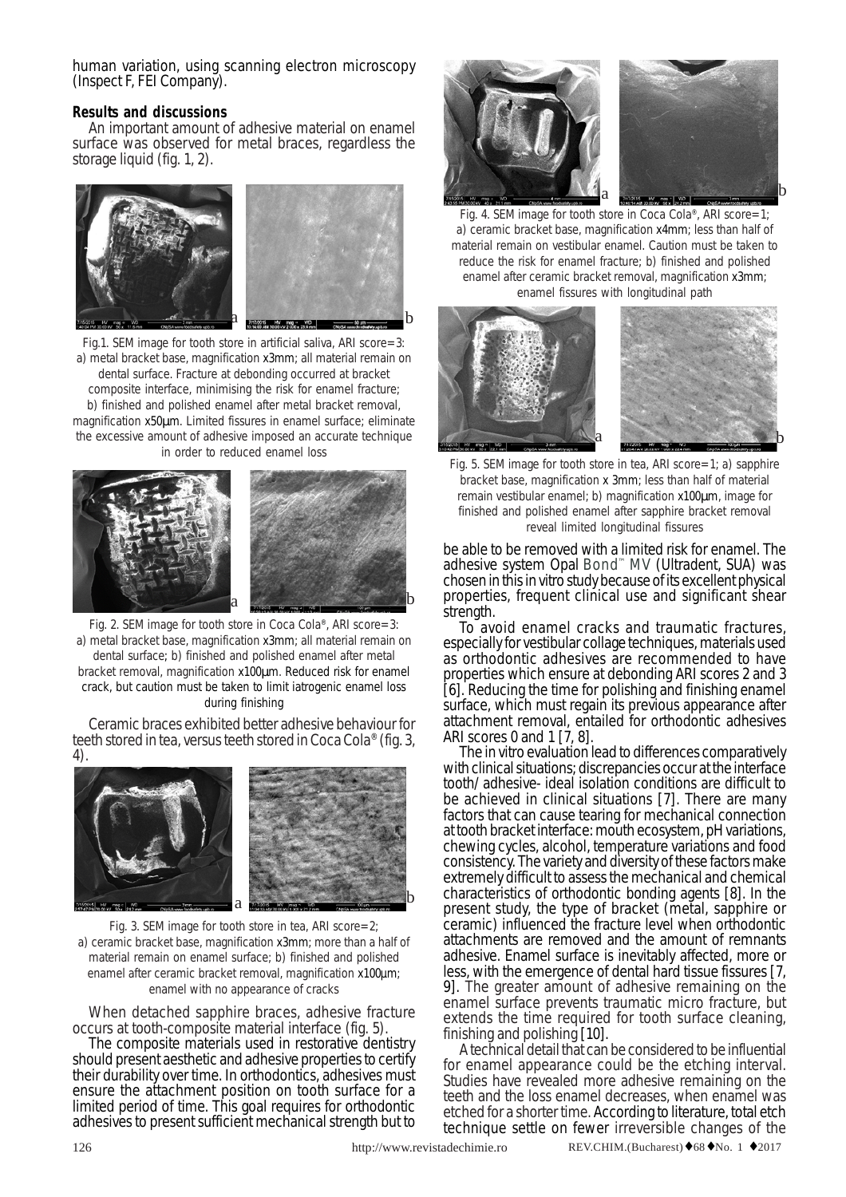human variation, using scanning electron microscopy (Inspect F, FEI Company).

**Results and discussions**

An important amount of adhesive material on enamel surface was observed for metal braces, regardless the storage liquid (fig. 1, 2).

Fig.1. SEM image for tooth store in artificial saliva, ARI score=3: a) metal bracket base, magnification x3mm; all material remain on dental surface. Fracture at debonding occurred at bracket composite interface, minimising the risk for enamel fracture; b) finished and polished enamel after metal bracket removal, magnification x50µm. Limited fissures in enamel surface; eliminate the excessive amount of adhesive imposed an accurate technique in order to reduced enamel loss

Fig. 2. SEM image for tooth store in Coca Cola®, ARI score=3: a) metal bracket base, magnification x3mm; all material remain on dental surface; b) finished and polished enamel after metal bracket removal, magnification x100µm. Reduced risk for enamel crack, but caution must be taken to limit iatrogenic enamel loss during finishing

Ceramic braces exhibited better adhesive behaviour for teeth stored in tea, versus teeth stored in Coca Cola® (fig. 3, 4).

Fig. 3. SEM image for tooth store in tea, ARI score=2; a) ceramic bracket base, magnification x3mm; more than a half of material remain on enamel surface; b) finished and polished enamel after ceramic bracket removal, magnification x100µm; enamel with no appearance of cracks

When detached sapphire braces, adhesive fracture occurs at tooth-composite material interface (fig. 5).

The composite materials used in restorative dentistry should present aesthetic and adhesive properties to certify their durability over time. In orthodontics, adhesives must ensure the attachment position on tooth surface for a limited period of time. This goal requires for orthodontic adhesives to present sufficient mechanical strength but to be able to be removed with a limited risk for enamel. The adhesive system Opal Bond™ MV (Ultradent, SUA) was chosen in this in vitro study because of its excellent physical properties, frequent clinical use and significant shear strength.

Fig. 4. SEM image for tooth store in Coca Cola®, ARI score=1; a) ceramic bracket base, magnification x4mm; less than half of material remain on vestibular enamel. Caution must be taken to reduce the risk for enamel fracture; b) finished and polished enamel after ceramic bracket removal, magnification x3mm; enamel fissures with longitudinal path

Fig. 5. SEM image for tooth store in tea, ARI score=1; a) sapphire bracket base, magnification x 3mm; less than half of material remain vestibular enamel; b) magnification x100µm, image for finished and polished enamel after sapphire bracket removal reveal limited longitudinal fissures

To avoid enamel cracks and traumatic fractures, especially for vestibular collage techniques, materials used as orthodontic adhesives are recommended to have properties which ensure at debonding ARI scores 2 and 3 [6]. Reducing the time for polishing and finishing enamel surface, which must regain its previous appearance after attachment removal, entailed for orthodontic adhesives ARI scores 0 and 1 [7, 8].

The in vitro evaluation lead to differences comparatively with clinical situations; discrepancies occur at the interface tooth/ adhesive- ideal isolation conditions are difficult to be achieved in clinical situations [7]. There are many factors that can cause tearing for mechanical connection at tooth bracket interface: mouth ecosystem, pH variations, chewing cycles, alcohol, temperature variations and food consistency. The variety and diversity of these factors make extremely difficult to assess the mechanical and chemical characteristics of orthodontic bonding agents [8]. In the present study, the type of bracket (metal, sapphire or ceramic) influenced the fracture level when orthodontic attachments are removed and the amount of remnants adhesive. Enamel surface is inevitably affected, more or less, with the emergence of dental hard tissue fissures [7, 9]. The greater amount of adhesive remaining on the enamel surface prevents traumatic micro fracture, but extends the time required for tooth surface cleaning, finishing and polishing [10].

A technical detail that can be considered to be influential for enamel appearance could be the etching interval. Studies have revealed more adhesive remaining on the teeth and the loss enamel decreases, when enamel was etched for a shorter time. According to literature, total etch technique settle on fewer irreversible changes of the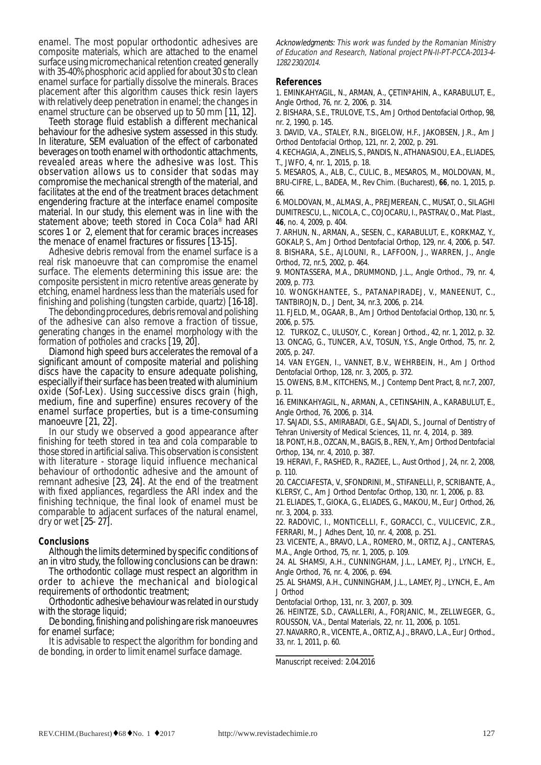enamel. The most popular orthodontic adhesives are composite materials, which are attached to the enamel surface using micromechanical retention created generally with 35-40% phosphoric acid applied for about 30 s to clean enamel surface for partially dissolve the minerals. Braces placement after this algorithm causes thick resin layers with relatively deep penetration in enamel; the changes in enamel structure can be observed up to 50 mm [11, 12].

Teeth storage fluid establish a different mechanical behaviour for the adhesive system assessed in this study. In literature, SEM evaluation of the effect of carbonated beverages on tooth enamel with orthodontic attachments, revealed areas where the adhesive was lost. This observation allows us to consider that sodas may compromise the mechanical strength of the material, and facilitates at the end of the treatment braces detachment engendering fracture at the interface enamel composite material. In our study, this element was in line with the statement above; teeth stored in Coca Cola® had ARI scores 1 or 2, element that for ceramic braces increases the menace of enamel fractures or fissures [13-15].

Adhesive debris removal from the enamel surface is a real risk manoeuvre that can compromise the enamel surface. The elements determining this issue are: the composite persistent in micro retentive areas generate by etching, enamel hardness less than the materials used for finishing and polishing (tungsten carbide, quartz) [16-18].

The debonding procedures, debris removal and polishing of the adhesive can also remove a fraction of tissue, generating changes in the enamel morphology with the formation of potholes and cracks [19, 20].

Diamond high speed burs accelerates the removal of a significant amount of composite material and polishing discs have the capacity to ensure adequate polishing, especially if their surface has been treated with aluminium oxide (Sof-Lex). Using successive discs grain (high, medium, fine and superfine) ensures recovery of the enamel surface properties, but is a time-consuming manoeuvre [21, 22].

In our study we observed a good appearance after finishing for teeth stored in tea and cola comparable to those stored in artificial saliva. This observation is consistent with literature - storage liquid influence mechanical behaviour of orthodontic adhesive and the amount of remnant adhesive [23, 24]. At the end of the treatment with fixed appliances, regardless the ARI index and the finishing technique, the final look of enamel must be comparable to adjacent surfaces of the natural enamel, dry or wet [25- 27].

## Conclusions

Although the limits determined by specific conditions of an in vitro study, the following conclusions can be drawn:

The orthodontic collage must respect an algorithm in order to achieve the mechanical and biological requirements of orthodontic treatment;

Orthodontic adhesive behaviour was related in our study with the storage liquid;

De bonding, finishing and polishing are risk manoeuvres for enamel surface;

It is advisable to respect the algorithm for bonding and de bonding, in order to limit enamel surface damage.

*Acknowledgments: This work was funded by the Romanian Ministry of Education and Research, National project PN-II-PT-PCCA-2013-4-1282 230/2014.*

## References

1. EMINKAHYAGIL, N., ARMAN, A., ÇETINªAHIN, A., KARABULUT, E., Angle Orthod, 76, nr. 2, 2006, p. 314.
2. BISHARA, S.E., TRULOVE, T.S., Am J Orthod Dentofacial Orthop, 98, nr. 2, 1990, p. 145.
3. DAVID, V.A., STALEY, R.N., BIGELOW, H.F., JAKOBSEN, J.R., Am J Orthod Dentofacial Orthop, 121, nr. 2, 2002, p. 291.
4. KECHAGIA, A., ZINELIS, S., PANDIS, N., ATHANASIOU, E.A., ELIADES, T., JWFO, 4, nr. 1, 2015, p. 18.
5. MESAROS, A., ALB, C., CULIC, B., MESAROS, M., MOLDOVAN, M., BRU-CIFRE, L., BADEA, M., Rev Chim. (Bucharest), **66**, no. 1, 2015, p. 66.
6. MOLDOVAN, M., ALMASI, A., PREJMEREAN, C., MUSAT, O., SILAGHI DUMITRESCU, L., NICOLA, C., COJOCARU, I., PASTRAV, O., Mat. Plast., **46**, no. 4, 2009, p. 404.
7. ARHUN, N., ARMAN, A., SESEN, C., KARABULUT, E., KORKMAZ, Y., GOKALP, S., Am J Orthod Dentofacial Orthop, 129, nr. 4, 2006, p. 547.
8. BISHARA, S.E., AJLOUNI, R., LAFFOON, J., WARREN, J., Angle Orthod, 72, nr.5, 2002, p. 464.
9. MONTASSERA, M.A., DRUMMOND, J.L., Angle Orthod., 79, nr. 4, 2009, p. 773.
10. WONGKHANTEE, S., PATANAPIRADEJ, V., MANEENUT, C., TANTBIROJN, D., J Dent, 34, nr.3, 2006, p. 214.
11. FJELD, M., OGAAR, B., Am J Orthod Dentofacial Orthop, 130, nr. 5, 2006, p. 575.
12. TURKOZ, C., ULUSOY, C., Korean J Orthod., 42, nr. 1, 2012, p. 32.
13. ONCAG, G., TUNCER, A.V., TOSUN, Y.S., Angle Orthod, 75, nr. 2, 2005, p. 247.
14. VAN EYGEN, I., VANNET, B.V., WEHRBEIN, H., Am J Orthod Dentofacial Orthop, 128, nr. 3, 2005, p. 372.
15. OWENS, B.M., KITCHENS, M., J Contemp Dent Pract, 8, nr.7, 2007, p. 11.
16. EMINKAHYAGIL, N., ARMAN, A., CETINSAHIN, A., KARABULUT, E., Angle Orthod, 76, 2006, p. 314.
17. SAJADI, S.S., AMIRABADI, G.E., SAJADI, S., Journal of Dentistry of Tehran University of Medical Sciences, 11, nr. 4, 2014, p. 389.
18. PONT, H.B., OZCAN, M., BAGIS, B., REN, Y., Am J Orthod Dentofacial Orthop, 134, nr. 4, 2010, p. 387.
19. HERAVI, F., RASHED, R., RAZIEE, L., Aust Orthod J, 24, nr. 2, 2008, p. 110.
20. CACCIAFESTA, V., SFONDRINI, M., STIFANELLI, P., SCRIBANTE, A., KLERSY, C., Am J Orthod Dentofac Orthop, 130, nr. 1, 2006, p. 83.
21. ELIADES, T., GIOKA, G., ELIADES, G., MAKOU, M., Eur J Orthod, 26, nr. 3, 2004, p. 333.
22. RADOVIC, I., MONTICELLI, F., GORACCI, C., VULICEVIC, Z.R., FERRARI, M., J Adhes Dent, 10, nr. 4, 2008, p. 251.
23. VICENTE, A., BRAVO, L.A., ROMERO, M., ORTIZ, A.J., CANTERAS, M.A., Angle Orthod, 75, nr. 1, 2005, p. 109.
24. AL SHAMSI, A.H., CUNNINGHAM, J.L., LAMEY, P.J., LYNCH, E., Angle Orthod, 76, nr. 4, 2006, p. 694.
25. AL SHAMSI, A.H., CUNNINGHAM, J.L., LAMEY, P.J., LYNCH, E., Am J Orthod Dentofacial Orthop, 131, nr. 3, 2007, p. 309.
26. HEINTZE, S.D., CAVALLERI, A., FORJANIC, M., ZELLWEGER, G., ROUSSON, V.A., Dental Materials, 22, nr. 11, 2006, p. 1051.
27. NAVARRO, R., VICENTE, A., ORTIZ, A.J., BRAVO, L.A., Eur J Orthod., 33, nr. 1, 2011, p. 60.

Manuscript received: 2.04.2016